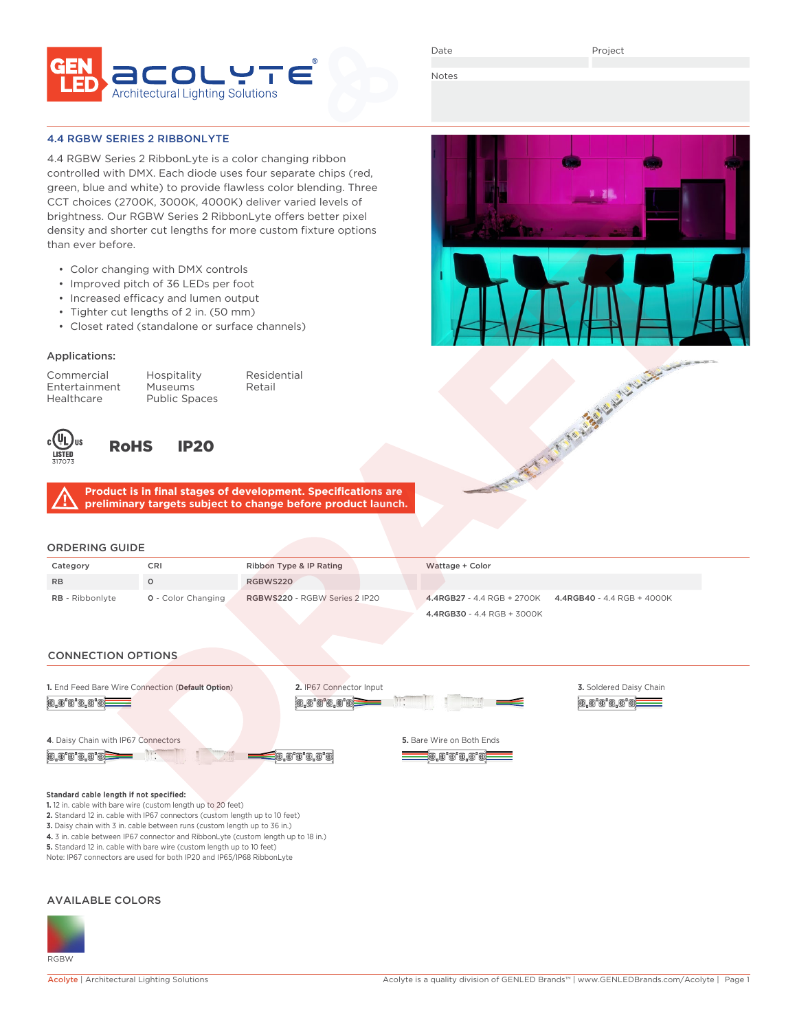Date

Project

Notes

## 4.4 RGBW SERIES 2 RIBBONLYTE

4.4 RGBW Series 2 RibbonLyte is a color changing ribbon controlled with DMX. Each diode uses four separate chips (red, green, blue and white) to provide flawless color blending. Three CCT choices (2700K, 3000K, 4000K) deliver varied levels of brightness. Our RGBW Series 2 RibbonLyte offers better pixel density and shorter cut lengths for more custom fixture options than ever before.

- Color changing with DMX controls
- Improved pitch of 36 LEDs per foot
- Increased efficacy and lumen output
- Tighter cut lengths of 2 in. (50 mm)
- Closet rated (standalone or surface channels)

### Applications:

Commercial
Entertainment
Healthcare
Hospitality
Museums
Public Spaces
Residential
Retail

cULus LISTED 317073 RoHS IP20

**Product is in final stages of development. Specifications are preliminary targets subject to change before product launch.**

## ORDERING GUIDE

| Category | CRI | Ribbon Type & IP Rating | Wattage + Color |
|---|---|---|---|
| RB | 0 | RGBWS220 | |
| **RB** - Ribbonlyte | 0 - Color Changing | **RGBWS220** - RGBW Series 2 IP20 | **4.4RGB27** - 4.4 RGB + 2700K<br>**4.4RGB30** - 4.4 RGB + 3000K<br>**4.4RGB40** - 4.4 RGB + 4000K |

## CONNECTION OPTIONS

**1.** End Feed Bare Wire Connection (**Default Option**)

**2.** IP67 Connector Input

**3.** Soldered Daisy Chain

**4.** Daisy Chain with IP67 Connectors

**5.** Bare Wire on Both Ends

**Standard cable length if not specified:**
**1.** 12 in. cable with bare wire (custom length up to 20 feet)
**2.** Standard 12 in. cable with IP67 connectors (custom length up to 10 feet)
**3.** Daisy chain with 3 in. cable between runs (custom length up to 36 in.)
**4.** 3 in. cable between IP67 connector and RibbonLyte (custom length up to 18 in.)
**5.** Standard 12 in. cable with bare wire (custom length up to 10 feet)
Note: IP67 connectors are used for both IP20 and IP65/IP68 RibbonLyte

## AVAILABLE COLORS

RGBW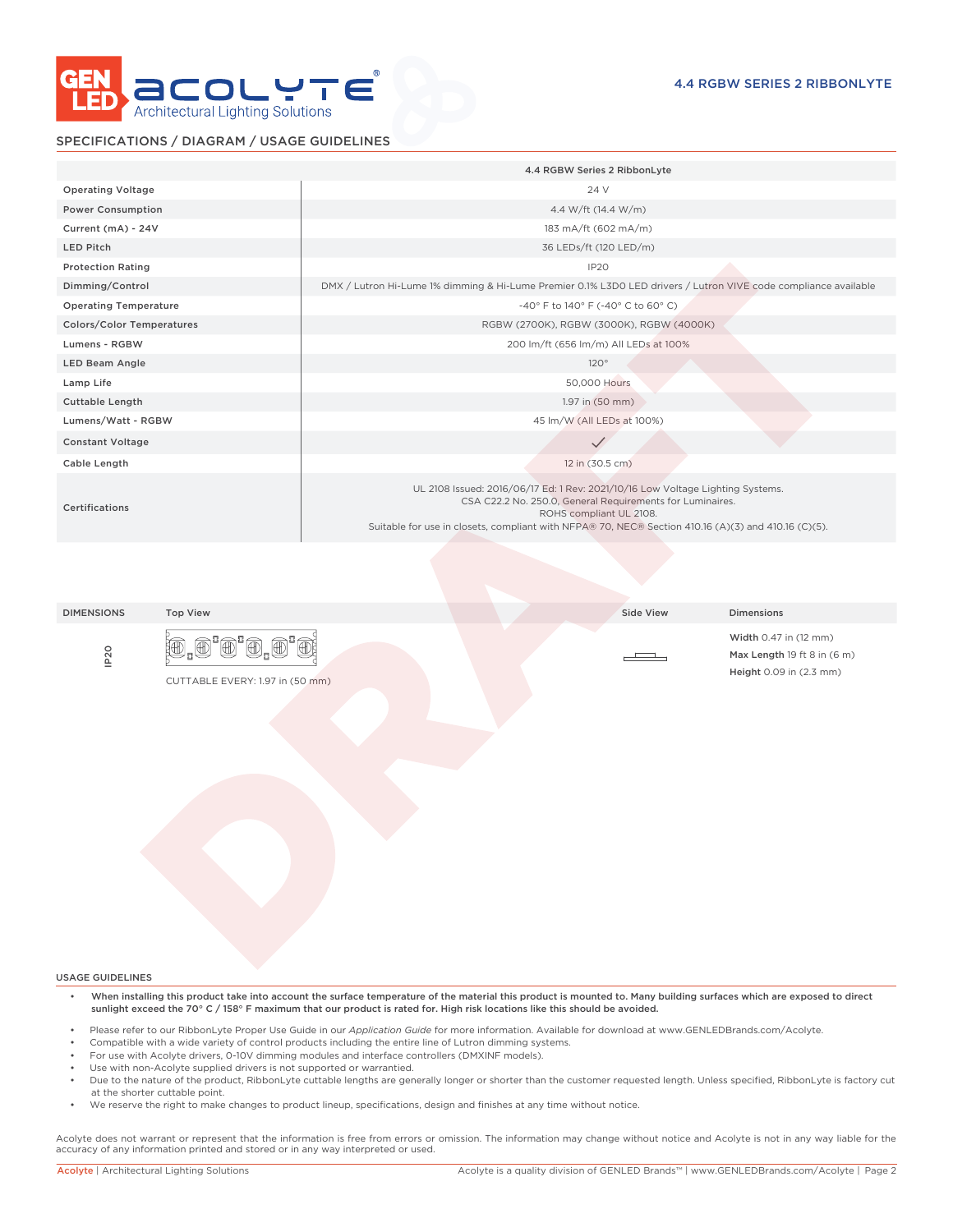## SPECIFICATIONS / DIAGRAM / USAGE GUIDELINES

| | 4.4 RGBW Series 2 RibbonLyte |
|---|---|
| Operating Voltage | 24 V |
| Power Consumption | 4.4 W/ft (14.4 W/m) |
| Current (mA) - 24V | 183 mA/ft (602 mA/m) |
| LED Pitch | 36 LEDs/ft (120 LED/m) |
| Protection Rating | IP20 |
| Dimming/Control | DMX / Lutron Hi-Lume 1% dimming & Hi-Lume Premier 0.1% L3D0 LED drivers / Lutron VIVE code compliance available |
| Operating Temperature | -40° F to 140° F (-40° C to 60° C) |
| Colors/Color Temperatures | RGBW (2700K), RGBW (3000K), RGBW (4000K) |
| Lumens - RGBW | 200 lm/ft (656 lm/m) All LEDs at 100% |
| LED Beam Angle | 120° |
| Lamp Life | 50,000 Hours |
| Cuttable Length | 1.97 in (50 mm) |
| Lumens/Watt - RGBW | 45 lm/W (All LEDs at 100%) |
| Constant Voltage | ✓ |
| Cable Length | 12 in (30.5 cm) |
| Certifications | UL 2108 Issued: 2016/06/17 Ed: 1 Rev: 2021/10/16 Low Voltage Lighting Systems. CSA C22.2 No. 250.0, General Requirements for Luminaires. ROHS compliant UL 2108. Suitable for use in closets, compliant with NFPA® 70, NEC® Section 410.16 (A)(3) and 410.16 (C)(5). |

| DIMENSIONS | Top View | Side View | Dimensions |
|---|---|---|---|
| IP20 | CUTTABLE EVERY: 1.97 in (50 mm) | | **Width** 0.47 in (12 mm)<br>**Max Length** 19 ft 8 in (6 m)<br>**Height** 0.09 in (2.3 mm) |

## USAGE GUIDELINES

- **When installing this product take into account the surface temperature of the material this product is mounted to. Many building surfaces which are exposed to direct sunlight exceed the 70° C / 158° F maximum that our product is rated for. High risk locations like this should be avoided.**
- Please refer to our RibbonLyte Proper Use Guide in our *Application Guide* for more information. Available for download at www.GENLEDBrands.com/Acolyte.
- Compatible with a wide variety of control products including the entire line of Lutron dimming systems.
- For use with Acolyte drivers, 0-10V dimming modules and interface controllers (DMXINF models).
- Use with non-Acolyte supplied drivers is not supported or warrantied.
- Due to the nature of the product, RibbonLyte cuttable lengths are generally longer or shorter than the customer requested length. Unless specified, RibbonLyte is factory cut at the shorter cuttable point.
- We reserve the right to make changes to product lineup, specifications, design and finishes at any time without notice.

Acolyte does not warrant or represent that the information is free from errors or omission. The information may change without notice and Acolyte is not in any way liable for the accuracy of any information printed and stored or in any way interpreted or used.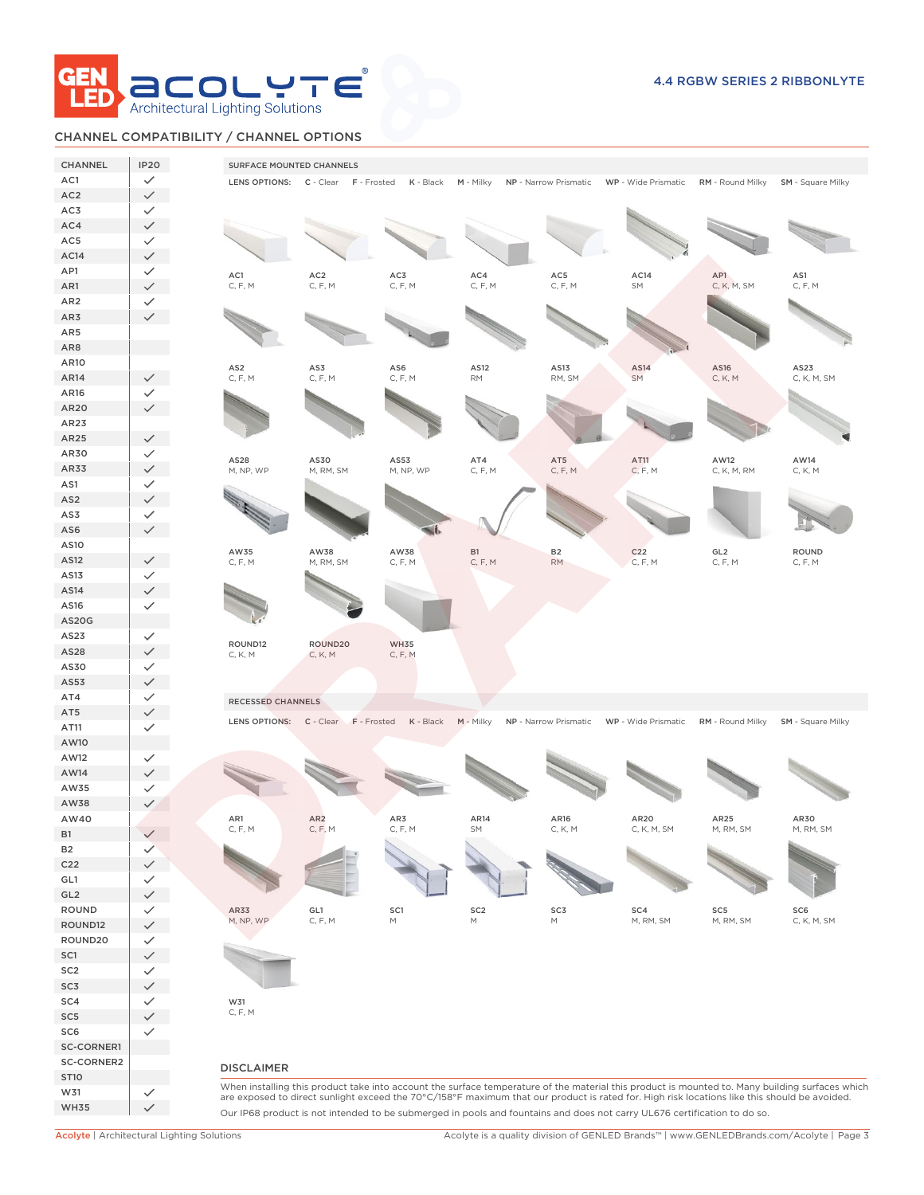## CHANNEL COMPATIBILITY / CHANNEL OPTIONS

| CHANNEL | IP20 |
|---|---|
| AC1 | ✓ |
| AC2 | ✓ |
| AC3 | ✓ |
| AC4 | ✓ |
| AC5 | ✓ |
| AC14 | ✓ |
| AP1 | ✓ |
| AR1 | ✓ |
| AR2 | ✓ |
| AR3 | ✓ |
| AR5 | |
| AR8 | |
| AR10 | |
| AR14 | ✓ |
| AR16 | ✓ |
| AR20 | ✓ |
| AR23 | |
| AR25 | ✓ |
| AR30 | ✓ |
| AR33 | ✓ |
| AS1 | ✓ |
| AS2 | ✓ |
| AS3 | ✓ |
| AS6 | ✓ |
| AS10 | |
| AS12 | ✓ |
| AS13 | ✓ |
| AS14 | ✓ |
| AS16 | ✓ |
| AS20G | |
| AS23 | ✓ |
| AS28 | ✓ |
| AS30 | ✓ |
| AS53 | ✓ |
| AT4 | ✓ |
| AT5 | ✓ |
| AT11 | ✓ |
| AW10 | |
| AW12 | ✓ |
| AW14 | ✓ |
| AW35 | ✓ |
| AW38 | ✓ |
| AW40 | |
| B1 | ✓ |
| B2 | ✓ |
| C22 | ✓ |
| GL1 | ✓ |
| GL2 | ✓ |
| ROUND | ✓ |
| ROUND12 | ✓ |
| ROUND20 | ✓ |
| SC1 | ✓ |
| SC2 | ✓ |
| SC3 | ✓ |
| SC4 | ✓ |
| SC5 | ✓ |
| SC6 | ✓ |
| SC-CORNER1 | |
| SC-CORNER2 | |
| ST10 | |
| W31 | ✓ |
| WH35 | ✓ |

### SURFACE MOUNTED CHANNELS

LENS OPTIONS: C - Clear  F - Frosted  K - Black  M - Milky  NP - Narrow Prismatic  WP - Wide Prismatic  RM - Round Milky  SM - Square Milky

| Channel | Lens Options |
|---|---|
| AC1 | C, F, M |
| AC2 | C, F, M |
| AC3 | C, F, M |
| AC4 | C, F, M |
| AC5 | C, F, M |
| AC14 | SM |
| AP1 | C, K, M, SM |
| AS1 | C, F, M |
| AS2 | C, F, M |
| AS3 | C, F, M |
| AS6 | C, F, M |
| AS12 | RM |
| AS13 | RM, SM |
| AS14 | SM |
| AS16 | C, K, M |
| AS23 | C, K, M, SM |
| AS28 | M, NP, WP |
| AS30 | M, RM, SM |
| AS53 | M, NP, WP |
| AT4 | C, F, M |
| AT5 | C, F, M |
| AT11 | C, F, M |
| AW12 | C, K, M, RM |
| AW14 | C, K, M |
| AW35 | C, F, M |
| AW38 | M, RM, SM |
| AW38 | C, F, M |
| B1 | C, F, M |
| B2 | RM |
| C22 | C, F, M |
| GL2 | C, F, M |
| ROUND | C, F, M |
| ROUND12 | C, K, M |
| ROUND20 | C, K, M |
| WH35 | C, F, M |

### RECESSED CHANNELS

LENS OPTIONS: C - Clear  F - Frosted  K - Black  M - Milky  NP - Narrow Prismatic  WP - Wide Prismatic  RM - Round Milky  SM - Square Milky

| Channel | Lens Options |
|---|---|
| AR1 | C, F, M |
| AR2 | C, F, M |
| AR3 | C, F, M |
| AR14 | SM |
| AR16 | C, K, M |
| AR20 | C, K, M, SM |
| AR25 | M, RM, SM |
| AR30 | M, RM, SM |
| AR33 | M, NP, WP |
| GL1 | C, F, M |
| SC1 | M |
| SC2 | M |
| SC3 | M |
| SC4 | M, RM, SM |
| SC5 | M, RM, SM |
| SC6 | C, K, M, SM |
| W31 | C, F, M |

## DISCLAIMER

When installing this product take into account the surface temperature of the material this product is mounted to. Many building surfaces which are exposed to direct sunlight exceed the 70°C/158°F maximum that our product is rated for. High risk locations like this should be avoided.

Our IP68 product is not intended to be submerged in pools and fountains and does not carry UL676 certification to do so.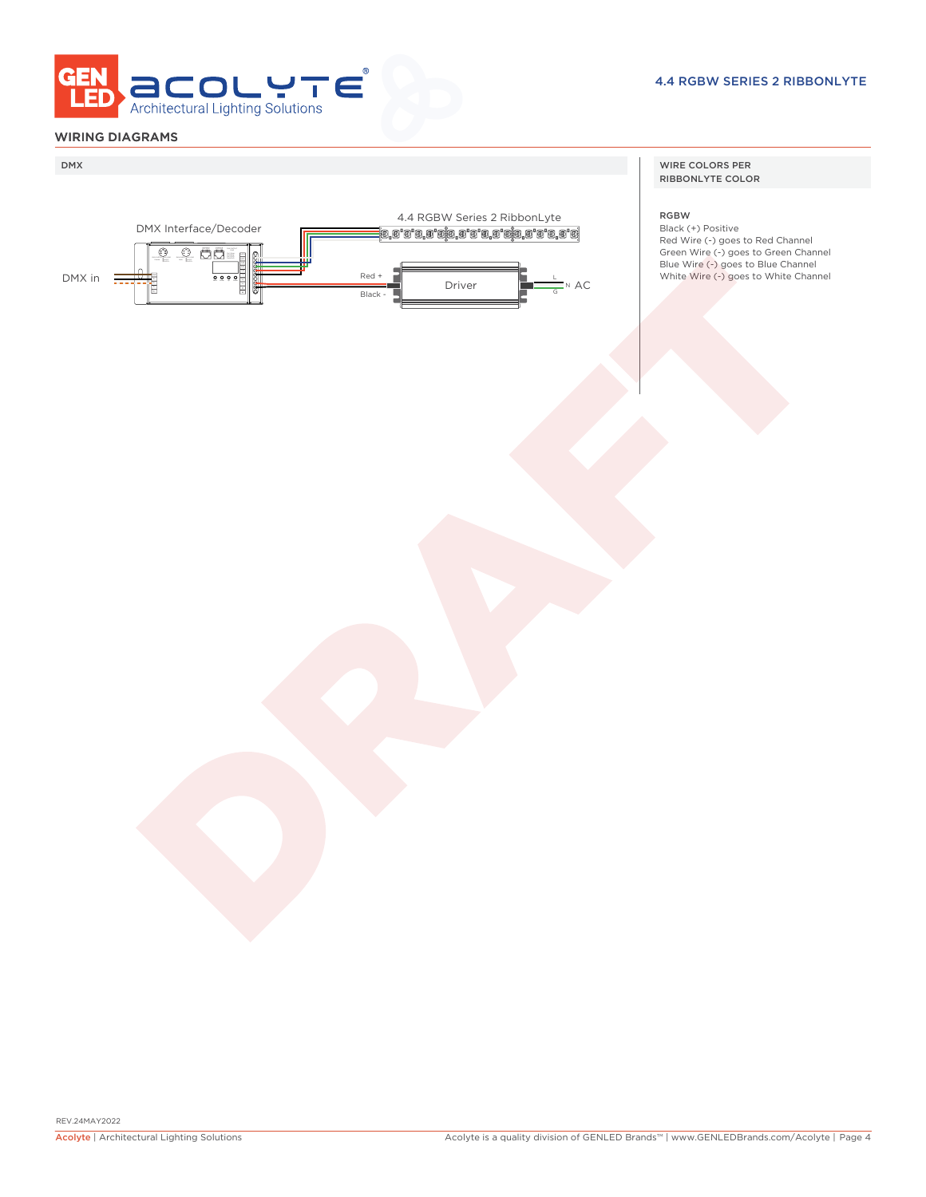## WIRING DIAGRAMS

### DMX

DMX Interface/Decoder

4.4 RGBW Series 2 RibbonLyte

DMX in

Red +

Black -

Driver

L

N

G

AC

### WIRE COLORS PER RIBBONLYTE COLOR

**RGBW**

Black (+) Positive
Red Wire (-) goes to Red Channel
Green Wire (-) goes to Green Channel
Blue Wire (-) goes to Blue Channel
White Wire (-) goes to White Channel

DRAFT

REV.24MAY2022